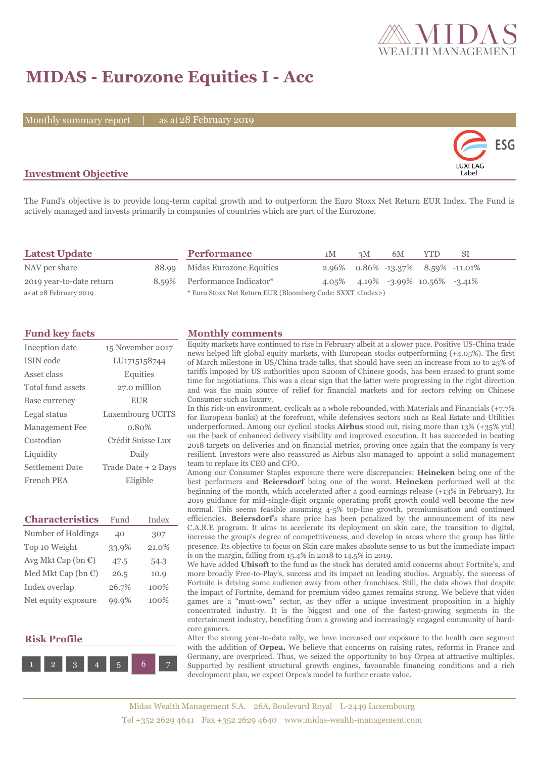# MIDAS - Eurozone Equities I - Acc

Monthly summary report | as at 28 February 2019

ESG LUXFLAG Label

## Investment Objective

The Fund's objective is to provide long-term capital growth and to outperform the Euro Stoxx Net Return EUR Index. The Fund is actively managed and invests primarily in companies of countries which are part of the Eurozone.

## Latest Update

| | |
|---|---|
| NAV per share | 88.99 |
| 2019 year-to-date return | 8.59% |

as at 28 February 2019

## Performance

| | 1M | 3M | 6M | YTD | SI |
|---|---|---|---|---|---|
| Midas Eurozone Equities | 2.96% | 0.86% | -13.37% | 8.59% | -11.01% |
| Performance Indicator* | 4.05% | 4.19% | -3.99% | 10.56% | -3.41% |

\* Euro Stoxx Net Return EUR (Bloomberg Code: SXXT <Index>)

## Fund key facts

| | |
|---|---|
| Inception date | 15 November 2017 |
| ISIN code | LU1715158744 |
| Asset class | Equities |
| Total fund assets | 27.0 million |
| Base currency | EUR |
| Legal status | Luxembourg UCITS |
| Management Fee | 0.80% |
| Custodian | Crédit Suisse Lux |
| Liquidity | Daily |
| Settlement Date | Trade Date + 2 Days |
| French PEA | Eligible |

## Characteristics

| Characteristics | Fund | Index |
|---|---|---|
| Number of Holdings | 40 | 307 |
| Top 10 Weight | 33.9% | 21.0% |
| Avg Mkt Cap (bn €) | 47.5 | 54.3 |
| Med Mkt Cap (bn €) | 26.5 | 10.9 |
| Index overlap | 26.7% | 100% |
| Net equity exposure | 99.9% | 100% |

## Risk Profile

1 2 3 4 5 **6** 7

## Monthly comments

Equity markets have continued to rise in February albeit at a slower pace. Positive US-China trade news helped lift global equity markets, with European stocks outperforming (+4.05%). The first of March milestone in US/China trade talks, that should have seen an increase from 10 to 25% of tariffs imposed by US authorities upon $200m of Chinese goods, has been erased to grant some time for negotiations. This was a clear sign that the latter were progressing in the right direction and was the main source of relief for financial markets and for sectors relying on Chinese Consumer such as luxury.

In this risk-on environment, cyclicals as a whole rebounded, with Materials and Financials (+7.7% for European banks) at the forefront, while defensives sectors such as Real Estate and Utilities underperformed. Among our cyclical stocks **Airbus** stood out, rising more than 13% (+35% ytd) on the back of enhanced delivery visibility and improved execution. It has succeeded in beating 2018 targets on deliveries and on financial metrics, proving once again that the company is very resilient. Investors were also reassured as Airbus also managed to appoint a solid management team to replace its CEO and CFO.

Among our Consumer Staples exposure there were discrepancies: **Heineken** being one of the best performers and **Beiersdorf** being one of the worst. **Heineken** performed well at the beginning of the month, which accelerated after a good earnings release (+13% in February). Its 2019 guidance for mid-single-digit organic operating profit growth could well become the new normal. This seems feasible assuming 4-5% top-line growth, premiumisation and continued efficiencies. **Beiersdorf**'s share price has been penalized by the announcement of its new C.A.R.E program. It aims to accelerate its deployment on skin care, the transition to digital, increase the group's degree of competitiveness, and develop in areas where the group has little presence. Its objective to focus on Skin care makes absolute sense to us but the immediate impact is on the margin, falling from 15.4% in 2018 to 14.5% in 2019.

We have added **Ubisoft** to the fund as the stock has derated amid concerns about Fortnite's, and more broadly Free-to-Play's, success and its impact on leading studios. Arguably, the success of Fortnite is driving some audience away from other franchises. Still, the data shows that despite the impact of Fortnite, demand for premium video games remains strong. We believe that video games are a "must-own" sector, as they offer a unique investment proposition in a highly concentrated industry. It is the biggest and one of the fastest-growing segments in the entertainment industry, benefiting from a growing and increasingly engaged community of hard-core gamers.

After the strong year-to-date rally, we have increased our exposure to the health care segment with the addition of **Orpea.** We believe that concerns on raising rates, reforms in France and Germany, are overpriced. Thus, we seized the opportunity to buy Orpea at attractive multiples. Supported by resilient structural growth engines, favourable financing conditions and a rich development plan, we expect Orpea's model to further create value.

Midas Wealth Management S.A. 26A, Boulevard Royal L-2449 Luxembourg
Tel +352 2629 4641 Fax +352 2629 4640 www.midas-wealth-management.com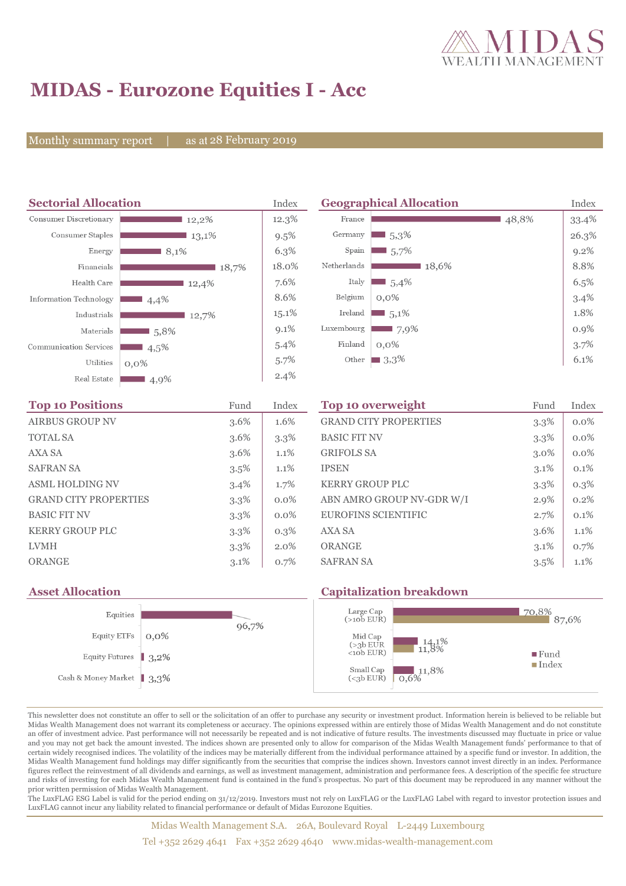# MIDAS - Eurozone Equities I - Acc

Monthly summary report | as at 28 February 2019

## Sectorial Allocation

Index

Consumer Discretionary 12,2% 12.3%

Consumer Staples 13,1% 9.5%

Energy 8,1% 6.3%

Financials 18,7% 18.0%

Health Care 12,4% 7.6%

Information Technology 4,4% 8.6%

Industrials 12,7% 15.1%

Materials 5,8% 9.1%

Communication Services 4,5% 5.4%

Utilities 0,0% 5.7%

Real Estate 4,9% 2.4%

## Geographical Allocation

Index

France 48,8% 33.4%

Germany 5,3% 26.3%

Spain 5,7% 9.2%

Netherlands 18,6% 8.8%

Italy 5,4% 6.5%

Belgium 0,0% 3.4%

Ireland 5,1% 1.8%

Luxembourg 7,9% 0.9%

Finland 0,0% 3.7%

Other 3,3% 6.1%

## Top 10 Positions

| Top 10 Positions | Fund | Index |
|---|---|---|
| AIRBUS GROUP NV | 3.6% | 1.6% |
| TOTAL SA | 3.6% | 3.3% |
| AXA SA | 3.6% | 1.1% |
| SAFRAN SA | 3.5% | 1.1% |
| ASML HOLDING NV | 3.4% | 1.7% |
| GRAND CITY PROPERTIES | 3.3% | 0.0% |
| BASIC FIT NV | 3.3% | 0.0% |
| KERRY GROUP PLC | 3.3% | 0.3% |
| LVMH | 3.3% | 2.0% |
| ORANGE | 3.1% | 0.7% |

## Top 10 overweight

| Top 10 overweight | Fund | Index |
|---|---|---|
| GRAND CITY PROPERTIES | 3.3% | 0.0% |
| BASIC FIT NV | 3.3% | 0.0% |
| GRIFOLS SA | 3.0% | 0.0% |
| IPSEN | 3.1% | 0.1% |
| KERRY GROUP PLC | 3.3% | 0.3% |
| ABN AMRO GROUP NV-GDR W/I | 2.9% | 0.2% |
| EUROFINS SCIENTIFIC | 2.7% | 0.1% |
| AXA SA | 3.6% | 1.1% |
| ORANGE | 3.1% | 0.7% |
| SAFRAN SA | 3.5% | 1.1% |

## Asset Allocation

Equities 96,7%

Equity ETFs 0,0%

Equity Futures 3,2%

Cash & Money Market 3,3%

## Capitalization breakdown

Large Cap (>10b EUR) 70,8% 87,6%

Mid Cap (>3b EUR <10b EUR) 14,1% 11,8%

Small Cap (<3b EUR) 11,8% 0,6%

Fund

Index

This newsletter does not constitute an offer to sell or the solicitation of an offer to purchase any security or investment product. Information herein is believed to be reliable but Midas Wealth Management does not warrant its completeness or accuracy. The opinions expressed within are entirely those of Midas Wealth Management and do not constitute an offer of investment advice. Past performance will not necessarily be repeated and is not indicative of future results. The investments discussed may fluctuate in price or value and you may not get back the amount invested. The indices shown are presented only to allow for comparison of the Midas Wealth Management funds' performance to that of certain widely recognised indices. The volatility of the indices may be materially different from the individual performance attained by a specific fund or investor. In addition, the Midas Wealth Management fund holdings may differ significantly from the securities that comprise the indices shown. Investors cannot invest directly in an index. Performance figures reflect the reinvestment of all dividends and earnings, as well as investment management, administration and performance fees. A description of the specific fee structure and risks of investing for each Midas Wealth Management fund is contained in the fund's prospectus. No part of this document may be reproduced in any manner without the prior written permission of Midas Wealth Management.

The LuxFLAG ESG Label is valid for the period ending on 31/12/2019. Investors must not rely on LuxFLAG or the LuxFLAG Label with regard to investor protection issues and LuxFLAG cannot incur any liability related to financial performance or default of Midas Eurozone Equities.

Midas Wealth Management S.A. 26A, Boulevard Royal L-2449 Luxembourg

Tel +352 2629 4641 Fax +352 2629 4640 www.midas-wealth-management.com